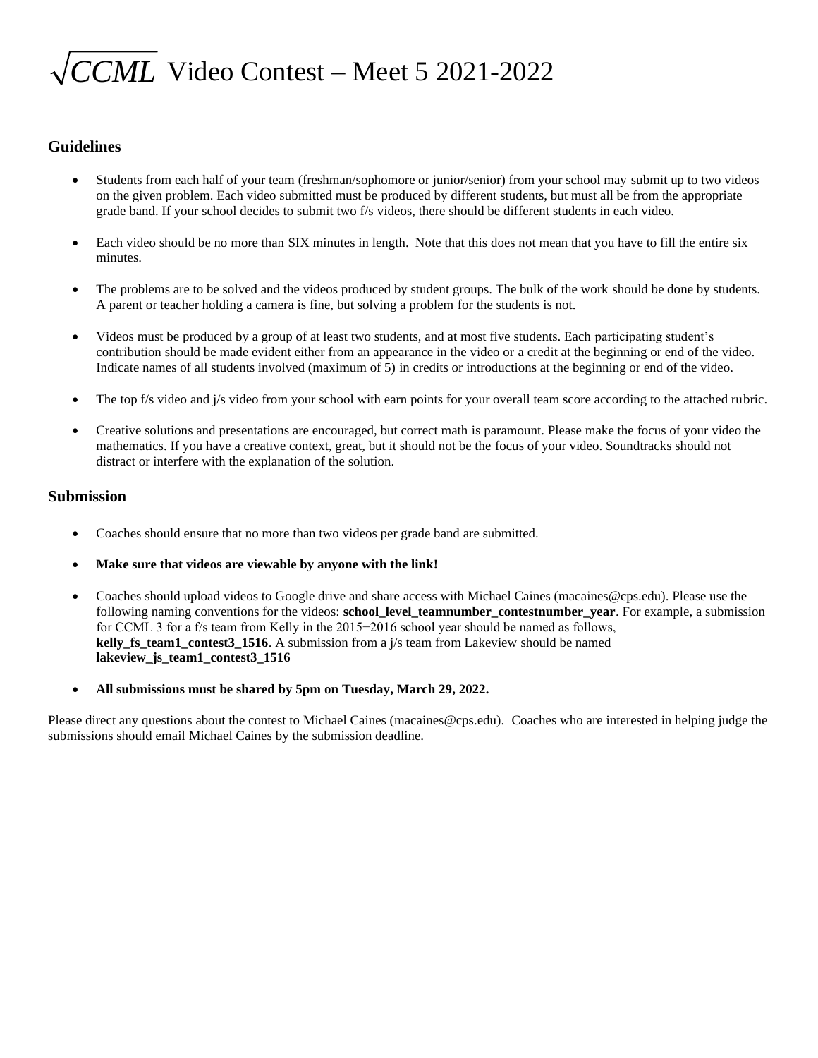# $\sqrt{CCML}$ Video Contest – Meet 5 2021-2022

## Guidelines

- Students from each half of your team (freshman/sophomore or junior/senior) from your school may submit up to two videos on the given problem. Each video submitted must be produced by different students, but must all be from the appropriate grade band. If your school decides to submit two f/s videos, there should be different students in each video.
- Each video should be no more than SIX minutes in length. Note that this does not mean that you have to fill the entire six minutes.
- The problems are to be solved and the videos produced by student groups. The bulk of the work should be done by students. A parent or teacher holding a camera is fine, but solving a problem for the students is not.
- Videos must be produced by a group of at least two students, and at most five students. Each participating student's contribution should be made evident either from an appearance in the video or a credit at the beginning or end of the video. Indicate names of all students involved (maximum of 5) in credits or introductions at the beginning or end of the video.
- The top f/s video and j/s video from your school with earn points for your overall team score according to the attached rubric.
- Creative solutions and presentations are encouraged, but correct math is paramount. Please make the focus of your video the mathematics. If you have a creative context, great, but it should not be the focus of your video. Soundtracks should not distract or interfere with the explanation of the solution.

## Submission

- Coaches should ensure that no more than two videos per grade band are submitted.
- **Make sure that videos are viewable by anyone with the link!**
- Coaches should upload videos to Google drive and share access with Michael Caines (macaines@cps.edu). Please use the following naming conventions for the videos: **school_level_teamnumber_contestnumber_year**. For example, a submission for CCML 3 for a f/s team from Kelly in the 2015−2016 school year should be named as follows, **kelly_fs_team1_contest3_1516**. A submission from a j/s team from Lakeview should be named **lakeview_js_team1_contest3_1516**
- **All submissions must be shared by 5pm on Tuesday, March 29, 2022.**

Please direct any questions about the contest to Michael Caines (macaines@cps.edu). Coaches who are interested in helping judge the submissions should email Michael Caines by the submission deadline.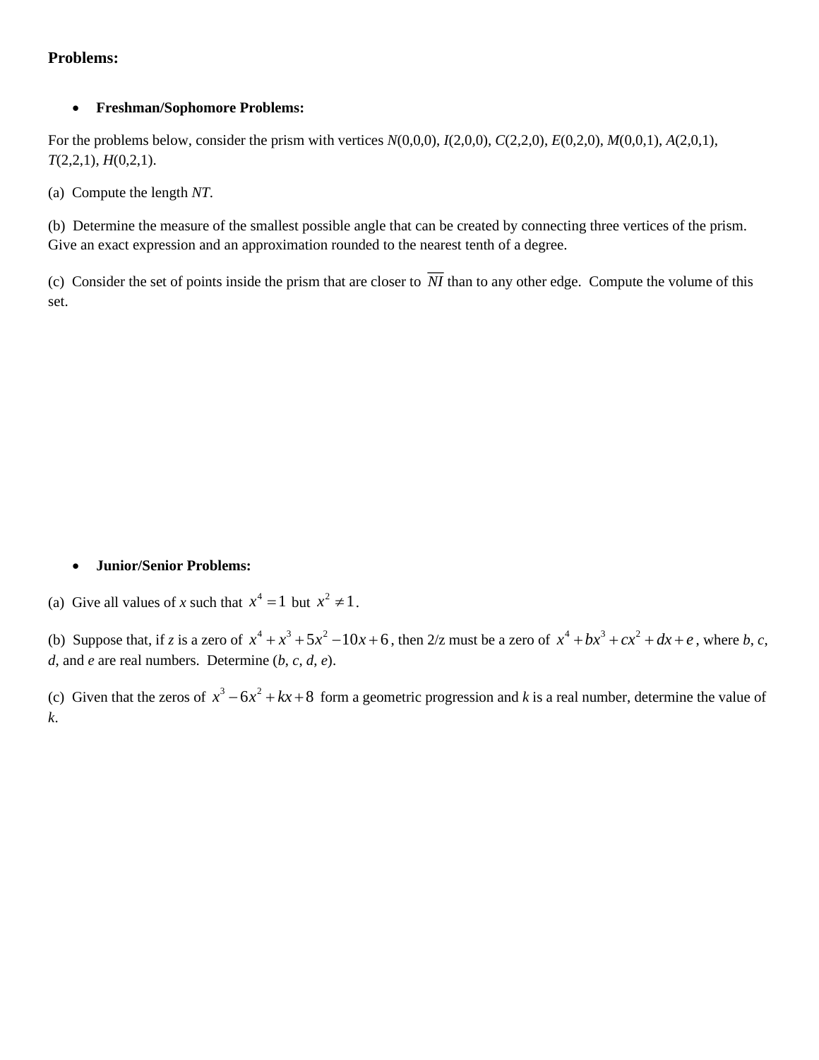**Problems:**

- **Freshman/Sophomore Problems:**

For the problems below, consider the prism with vertices $N(0,0,0)$, $I(2,0,0)$, $C(2,2,0)$, $E(0,2,0)$, $M(0,0,1)$, $A(2,0,1)$, $T(2,2,1)$, $H(0,2,1)$.

(a) Compute the length *NT*.

(b) Determine the measure of the smallest possible angle that can be created by connecting three vertices of the prism. Give an exact expression and an approximation rounded to the nearest tenth of a degree.

(c) Consider the set of points inside the prism that are closer to $\overline{NI}$ than to any other edge. Compute the volume of this set.

- **Junior/Senior Problems:**

(a) Give all values of *x* such that $x^4 = 1$ but $x^2 \neq 1$.

(b) Suppose that, if *z* is a zero of $x^4 + x^3 + 5x^2 - 10x + 6$, then 2/z must be a zero of $x^4 + bx^3 + cx^2 + dx + e$, where *b*, *c*, *d*, and *e* are real numbers. Determine (*b*, *c*, *d*, *e*).

(c) Given that the zeros of $x^3 - 6x^2 + kx + 8$ form a geometric progression and *k* is a real number, determine the value of *k*.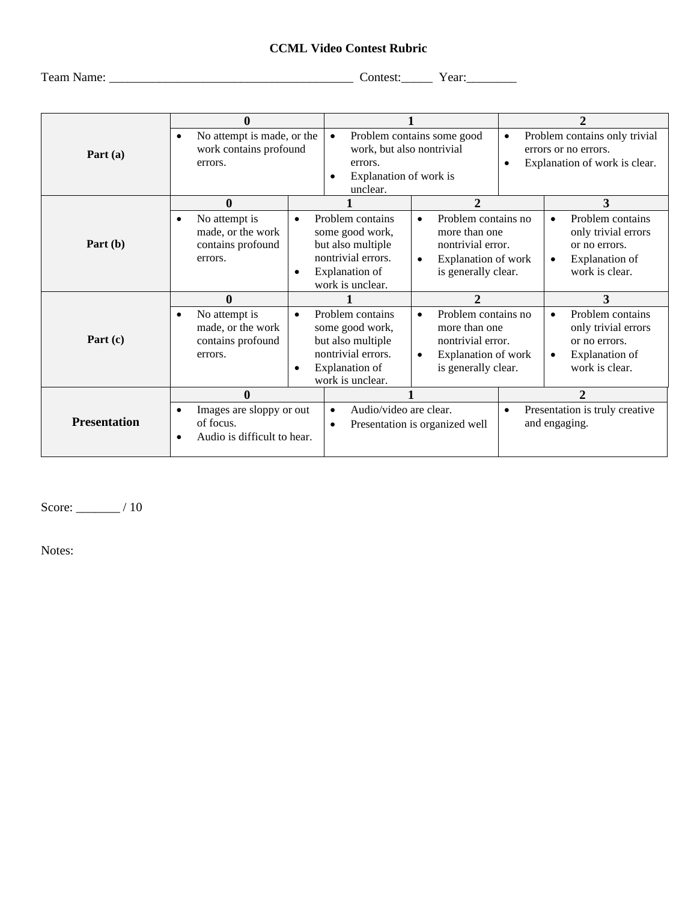**CCML Video Contest Rubric**

Team Name: ______________________________________ Contest:_____ Year:________

| | 0 | 1 | 2 | 3 |
|---|---|---|---|---|
| **Part (a)** | • No attempt is made, or the work contains profound errors. | • Problem contains some good work, but also nontrivial errors.<br>• Explanation of work is unclear. | • Problem contains only trivial errors or no errors.<br>• Explanation of work is clear. | |
| **Part (b)** | • No attempt is made, or the work contains profound errors. | • Problem contains some good work, but also multiple nontrivial errors.<br>• Explanation of work is unclear. | • Problem contains no more than one nontrivial error.<br>• Explanation of work is generally clear. | • Problem contains only trivial errors or no errors.<br>• Explanation of work is clear. |
| **Part (c)** | • No attempt is made, or the work contains profound errors. | • Problem contains some good work, but also multiple nontrivial errors.<br>• Explanation of work is unclear. | • Problem contains no more than one nontrivial error.<br>• Explanation of work is generally clear. | • Problem contains only trivial errors or no errors.<br>• Explanation of work is clear. |
| **Presentation** | • Images are sloppy or out of focus.<br>• Audio is difficult to hear. | • Audio/video are clear.<br>• Presentation is organized well | • Presentation is truly creative and engaging. | |

Score: _______ / 10

Notes: